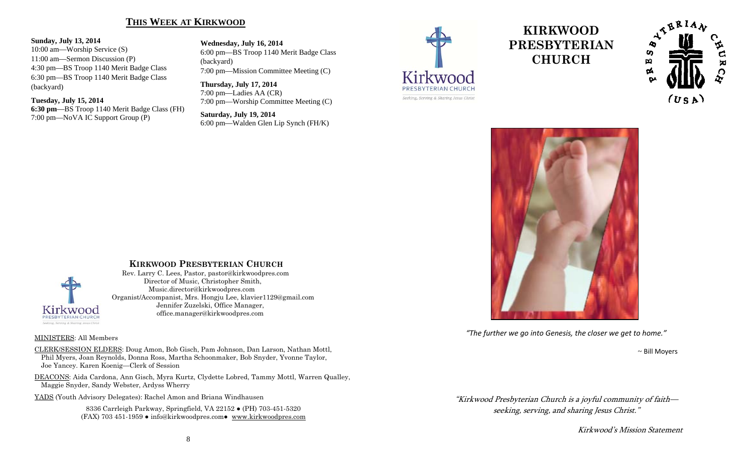## THIS WEEK AT KIRKWOOD

**Sunday, July 13, 2014**
10:00 am—Worship Service (S)
11:00 am—Sermon Discussion (P)
4:30 pm—BS Troop 1140 Merit Badge Class
6:30 pm—BS Troop 1140 Merit Badge Class (backyard)

**Tuesday, July 15, 2014**
**6:30 pm**—BS Troop 1140 Merit Badge Class (FH)
7:00 pm—NoVA IC Support Group (P)

**Wednesday, July 16, 2014**
6:00 pm—BS Troop 1140 Merit Badge Class (backyard)
7:00 pm—Mission Committee Meeting (C)

**Thursday, July 17, 2014**
7:00 pm—Ladies AA (CR)
7:00 pm—Worship Committee Meeting (C)

**Saturday, July 19, 2014**
6:00 pm—Walden Glen Lip Synch (FH/K)

### KIRKWOOD PRESBYTERIAN CHURCH

Rev. Larry C. Lees, Pastor, pastor@kirkwoodpres.com
Director of Music, Christopher Smith, Music.director@kirkwoodpres.com
Organist/Accompanist, Mrs. Hongju Lee, klavier1129@gmail.com
Jennifer Zuzelski, Office Manager, office.manager@kirkwoodpres.com

MINISTERS: All Members

CLERK/SESSION ELDERS: Doug Amon, Bob Gisch, Pam Johnson, Dan Larson, Nathan Mottl, Phil Myers, Joan Reynolds, Donna Ross, Martha Schoonmaker, Bob Snyder, Yvonne Taylor, Joe Yancey. Karen Koenig—Clerk of Session

DEACONS: Aida Cardona, Ann Gisch, Myra Kurtz, Clydette Lobred, Tammy Mottl, Warren Qualley, Maggie Snyder, Sandy Webster, Ardyss Wherry

YADS (Youth Advisory Delegates): Rachel Amon and Briana Windhausen

8336 Carrleigh Parkway, Springfield, VA 22152 ● (PH) 703-451-5320
(FAX) 703 451-1959 ● info@kirkwoodpres.com● www.kirkwoodpres.com

# KIRKWOOD PRESBYTERIAN CHURCH

*"The further we go into Genesis, the closer we get to home."*

~ Bill Moyers

*"Kirkwood Presbyterian Church is a joyful community of faith—seeking, serving, and sharing Jesus Christ."*

*Kirkwood's Mission Statement*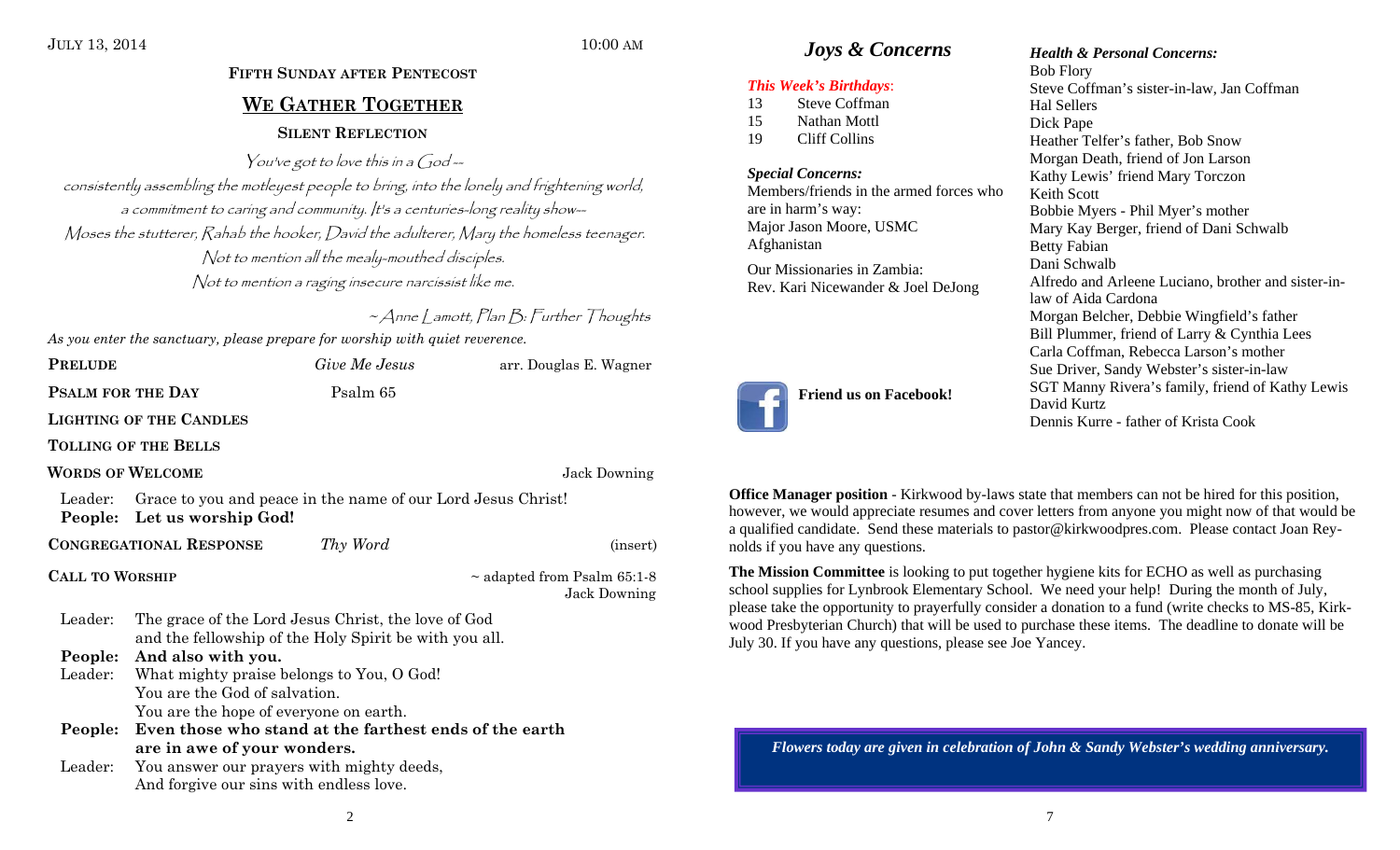JULY 13, 2014 10:00 AM

### FIFTH SUNDAY AFTER PENTECOST

## WE GATHER TOGETHER

### SILENT REFLECTION

*You've got to love this in a God --*
*consistently assembling the motleyest people to bring, into the lonely and frightening world,*
*a commitment to caring and community. It's a centuries-long reality show--*
*Moses the stutterer, Rahab the hooker, David the adulterer, Mary the homeless teenager.*
*Not to mention all the mealy-mouthed disciples.*
*Not to mention a raging insecure narcissist like me.*

*~ Anne Lamott, Plan B: Further Thoughts*

*As you enter the sanctuary, please prepare for worship with quiet reverence.*

**PRELUDE** *Give Me Jesus* arr. Douglas E. Wagner

**PSALM FOR THE DAY** Psalm 65

**LIGHTING OF THE CANDLES**

**TOLLING OF THE BELLS**

**WORDS OF WELCOME** Jack Downing

Leader: Grace to you and peace in the name of our Lord Jesus Christ!
**People: Let us worship God!**

**CONGREGATIONAL RESPONSE** *Thy Word* (insert)

**CALL TO WORSHIP** ~ adapted from Psalm 65:1-8
Jack Downing

Leader: The grace of the Lord Jesus Christ, the love of God and the fellowship of the Holy Spirit be with you all.
**People: And also with you.**
Leader: What mighty praise belongs to You, O God!
You are the God of salvation.
You are the hope of everyone on earth.
**People: Even those who stand at the farthest ends of the earth are in awe of your wonders.**
Leader: You answer our prayers with mighty deeds,
And forgive our sins with endless love.

## *Joys & Concerns*

***This Week's Birthdays:***

13 Steve Coffman
15 Nathan Mottl
19 Cliff Collins

***Special Concerns:***

Members/friends in the armed forces who are in harm's way:
Major Jason Moore, USMC
Afghanistan

Our Missionaries in Zambia:
Rev. Kari Nicewander & Joel DeJong

***Health & Personal Concerns:***

Bob Flory
Steve Coffman's sister-in-law, Jan Coffman
Hal Sellers
Dick Pape
Heather Telfer's father, Bob Snow
Morgan Death, friend of Jon Larson
Kathy Lewis' friend Mary Torczon
Keith Scott
Bobbie Myers - Phil Myer's mother
Mary Kay Berger, friend of Dani Schwalb
Betty Fabian
Dani Schwalb
Alfredo and Arleene Luciano, brother and sister-in-law of Aida Cardona
Morgan Belcher, Debbie Wingfield's father
Bill Plummer, friend of Larry & Cynthia Lees
Carla Coffman, Rebecca Larson's mother
Sue Driver, Sandy Webster's sister-in-law
SGT Manny Rivera's family, friend of Kathy Lewis
David Kurtz
Dennis Kurre - father of Krista Cook

**Friend us on Facebook!**

**Office Manager position** - Kirkwood by-laws state that members can not be hired for this position, however, we would appreciate resumes and cover letters from anyone you might now of that would be a qualified candidate. Send these materials to pastor@kirkwoodpres.com. Please contact Joan Reynolds if you have any questions.

**The Mission Committee** is looking to put together hygiene kits for ECHO as well as purchasing school supplies for Lynbrook Elementary School. We need your help! During the month of July, please take the opportunity to prayerfully consider a donation to a fund (write checks to MS-85, Kirkwood Presbyterian Church) that will be used to purchase these items. The deadline to donate will be July 30. If you have any questions, please see Joe Yancey.

***Flowers today are given in celebration of John & Sandy Webster's wedding anniversary.***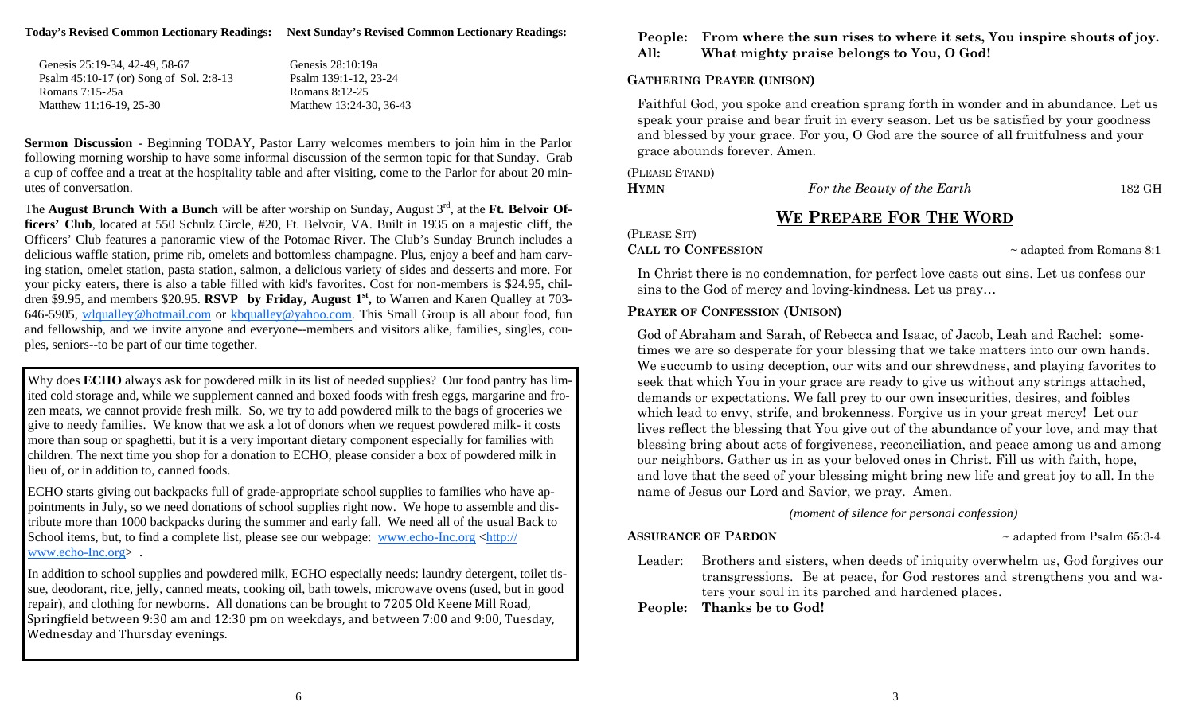**Today's Revised Common Lectionary Readings:**

Genesis 25:19-34, 42-49, 58-67
Psalm 45:10-17 (or) Song of Sol. 2:8-13
Romans 7:15-25a
Matthew 11:16-19, 25-30

**Next Sunday's Revised Common Lectionary Readings:**

Genesis 28:10:19a
Psalm 139:1-12, 23-24
Romans 8:12-25
Matthew 13:24-30, 36-43

**Sermon Discussion** - Beginning TODAY, Pastor Larry welcomes members to join him in the Parlor following morning worship to have some informal discussion of the sermon topic for that Sunday. Grab a cup of coffee and a treat at the hospitality table and after visiting, come to the Parlor for about 20 minutes of conversation.

The **August Brunch With a Bunch** will be after worship on Sunday, August 3rd, at the **Ft. Belvoir Officers' Club**, located at 550 Schulz Circle, #20, Ft. Belvoir, VA. Built in 1935 on a majestic cliff, the Officers' Club features a panoramic view of the Potomac River. The Club's Sunday Brunch includes a delicious waffle station, prime rib, omelets and bottomless champagne. Plus, enjoy a beef and ham carving station, omelet station, pasta station, salmon, a delicious variety of sides and desserts and more. For your picky eaters, there is also a table filled with kid's favorites. Cost for non-members is $24.95, children $9.95, and members $20.95. **RSVP by Friday, August 1st,** to Warren and Karen Qualley at 703-646-5905, wlqualley@hotmail.com or kbqualley@yahoo.com. This Small Group is all about food, fun and fellowship, and we invite anyone and everyone--members and visitors alike, families, singles, couples, seniors--to be part of our time together.

Why does **ECHO** always ask for powdered milk in its list of needed supplies? Our food pantry has limited cold storage and, while we supplement canned and boxed foods with fresh eggs, margarine and frozen meats, we cannot provide fresh milk. So, we try to add powdered milk to the bags of groceries we give to needy families. We know that we ask a lot of donors when we request powdered milk- it costs more than soup or spaghetti, but it is a very important dietary component especially for families with children. The next time you shop for a donation to ECHO, please consider a box of powdered milk in lieu of, or in addition to, canned foods.

ECHO starts giving out backpacks full of grade-appropriate school supplies to families who have appointments in July, so we need donations of school supplies right now. We hope to assemble and distribute more than 1000 backpacks during the summer and early fall. We need all of the usual Back to School items, but, to find a complete list, please see our webpage: www.echo-Inc.org <http://www.echo-Inc.org> .

In addition to school supplies and powdered milk, ECHO especially needs: laundry detergent, toilet tissue, deodorant, rice, jelly, canned meats, cooking oil, bath towels, microwave ovens (used, but in good repair), and clothing for newborns. All donations can be brought to 7205 Old Keene Mill Road, Springfield between 9:30 am and 12:30 pm on weekdays, and between 7:00 and 9:00, Tuesday, Wednesday and Thursday evenings.

**People: From where the sun rises to where it sets, You inspire shouts of joy.**
**All: What mighty praise belongs to You, O God!**

**GATHERING PRAYER (UNISON)**

Faithful God, you spoke and creation sprang forth in wonder and in abundance. Let us speak your praise and bear fruit in every season. Let us be satisfied by your goodness and blessed by your grace. For you, O God are the source of all fruitfulness and your grace abounds forever. Amen.

(PLEASE STAND)

**HYMN** *For the Beauty of the Earth* 182 GH

## WE PREPARE FOR THE WORD

(PLEASE SIT)

**CALL TO CONFESSION** ~ adapted from Romans 8:1

In Christ there is no condemnation, for perfect love casts out sins. Let us confess our sins to the God of mercy and loving-kindness. Let us pray…

**PRAYER OF CONFESSION (UNISON)**

God of Abraham and Sarah, of Rebecca and Isaac, of Jacob, Leah and Rachel: sometimes we are so desperate for your blessing that we take matters into our own hands. We succumb to using deception, our wits and our shrewdness, and playing favorites to seek that which You in your grace are ready to give us without any strings attached, demands or expectations. We fall prey to our own insecurities, desires, and foibles which lead to envy, strife, and brokenness. Forgive us in your great mercy! Let our lives reflect the blessing that You give out of the abundance of your love, and may that blessing bring about acts of forgiveness, reconciliation, and peace among us and among our neighbors. Gather us in as your beloved ones in Christ. Fill us with faith, hope, and love that the seed of your blessing might bring new life and great joy to all. In the name of Jesus our Lord and Savior, we pray. Amen.

*(moment of silence for personal confession)*

**ASSURANCE OF PARDON** ~ adapted from Psalm 65:3-4

Leader: Brothers and sisters, when deeds of iniquity overwhelm us, God forgives our transgressions. Be at peace, for God restores and strengthens you and waters your soul in its parched and hardened places.

**People: Thanks be to God!**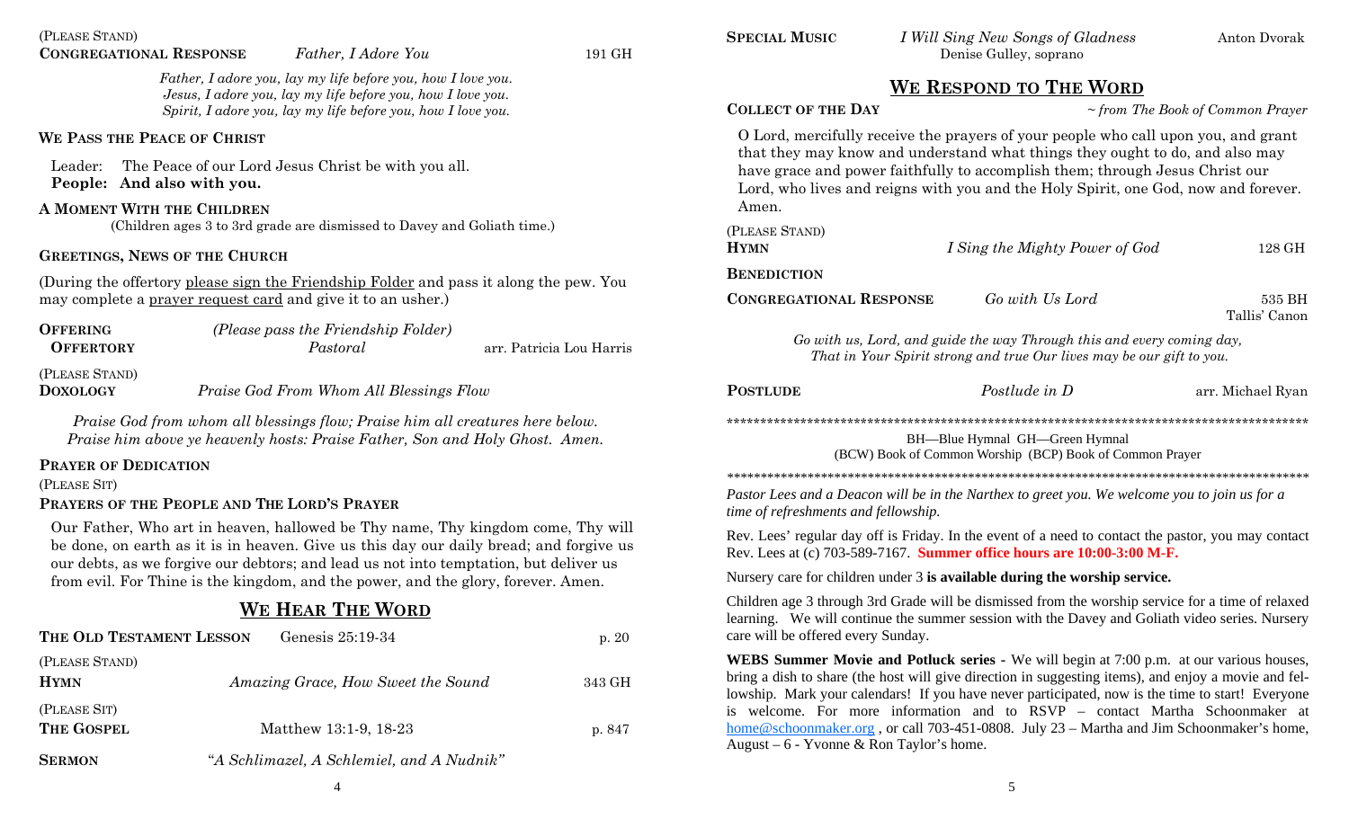(Please Stand)

**Congregational Response** *Father, I Adore You* 191 GH

> *Father, I adore you, lay my life before you, how I love you.*
> *Jesus, I adore you, lay my life before you, how I love you.*
> *Spirit, I adore you, lay my life before you, how I love you.*

**We Pass the Peace of Christ**

Leader: The Peace of our Lord Jesus Christ be with you all.
**People: And also with you.**

**A Moment With the Children**
(Children ages 3 to 3rd grade are dismissed to Davey and Goliath time.)

**Greetings, News of the Church**

(During the offertory please sign the Friendship Folder and pass it along the pew. You may complete a prayer request card and give it to an usher.)

**Offering** *(Please pass the Friendship Folder)*
**Offertory** *Pastoral* arr. Patricia Lou Harris

(Please Stand)
**Doxology** *Praise God From Whom All Blessings Flow*

> *Praise God from whom all blessings flow; Praise him all creatures here below.*
> *Praise him above ye heavenly hosts: Praise Father, Son and Holy Ghost. Amen.*

**Prayer of Dedication**

(Please Sit)

**Prayers of the People and The Lord's Prayer**

Our Father, Who art in heaven, hallowed be Thy name, Thy kingdom come, Thy will be done, on earth as it is in heaven. Give us this day our daily bread; and forgive us our debts, as we forgive our debtors; and lead us not into temptation, but deliver us from evil. For Thine is the kingdom, and the power, and the glory, forever. Amen.

## We Hear The Word

**The Old Testament Lesson** Genesis 25:19-34 p. 20

(Please Stand)
**Hymn** *Amazing Grace, How Sweet the Sound* 343 GH

(Please Sit)
**The Gospel** Matthew 13:1-9, 18-23 p. 847

**Sermon** "*A Schlimazel, A Schlemiel, and A Nudnik*"

**Special Music** *I Will Sing New Songs of Gladness* Anton Dvorak
Denise Gulley, soprano

## We Respond To The Word

**Collect of the Day** *~ from The Book of Common Prayer*

O Lord, mercifully receive the prayers of your people who call upon you, and grant that they may know and understand what things they ought to do, and also may have grace and power faithfully to accomplish them; through Jesus Christ our Lord, who lives and reigns with you and the Holy Spirit, one God, now and forever. Amen.

(Please Stand)
**Hymn** *I Sing the Mighty Power of God* 128 GH

**Benediction**

**Congregational Response** *Go with Us Lord* 535 BH
Tallis' Canon

> *Go with us, Lord, and guide the way Through this and every coming day,*
> *That in Your Spirit strong and true Our lives may be our gift to you.*

**Postlude** *Postlude in D* arr. Michael Ryan

******************************************************************************************

BH—Blue Hymnal GH—Green Hymnal
(BCW) Book of Common Worship (BCP) Book of Common Prayer

******************************************************************************************

*Pastor Lees and a Deacon will be in the Narthex to greet you. We welcome you to join us for a time of refreshments and fellowship.*

Rev. Lees' regular day off is Friday. In the event of a need to contact the pastor, you may contact Rev. Lees at (c) 703-589-7167. **Summer office hours are 10:00-3:00 M-F.**

Nursery care for children under 3 **is available during the worship service.**

Children age 3 through 3rd Grade will be dismissed from the worship service for a time of relaxed learning. We will continue the summer session with the Davey and Goliath video series. Nursery care will be offered every Sunday.

**WEBS Summer Movie and Potluck series -** We will begin at 7:00 p.m. at our various houses, bring a dish to share (the host will give direction in suggesting items), and enjoy a movie and fellowship. Mark your calendars! If you have never participated, now is the time to start! Everyone is welcome. For more information and to RSVP – contact Martha Schoonmaker at home@schoonmaker.org , or call 703-451-0808. July 23 – Martha and Jim Schoonmaker's home, August – 6 - Yvonne & Ron Taylor's home.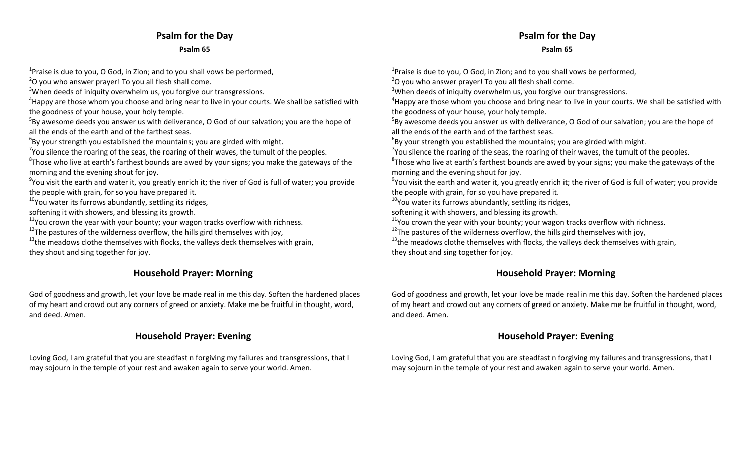## Psalm for the Day

**Psalm 65**

[1]Praise is due to you, O God, in Zion; and to you shall vows be performed,
[2]O you who answer prayer! To you all flesh shall come.
[3]When deeds of iniquity overwhelm us, you forgive our transgressions.
[4]Happy are those whom you choose and bring near to live in your courts. We shall be satisfied with the goodness of your house, your holy temple.
[5]By awesome deeds you answer us with deliverance, O God of our salvation; you are the hope of all the ends of the earth and of the farthest seas.
[6]By your strength you established the mountains; you are girded with might.
[7]You silence the roaring of the seas, the roaring of their waves, the tumult of the peoples.
[8]Those who live at earth's farthest bounds are awed by your signs; you make the gateways of the morning and the evening shout for joy.
[9]You visit the earth and water it, you greatly enrich it; the river of God is full of water; you provide the people with grain, for so you have prepared it.
[10]You water its furrows abundantly, settling its ridges,
softening it with showers, and blessing its growth.
[11]You crown the year with your bounty; your wagon tracks overflow with richness.
[12]The pastures of the wilderness overflow, the hills gird themselves with joy,
[13]the meadows clothe themselves with flocks, the valleys deck themselves with grain,
they shout and sing together for joy.

## Household Prayer: Morning

God of goodness and growth, let your love be made real in me this day. Soften the hardened places of my heart and crowd out any corners of greed or anxiety. Make me be fruitful in thought, word, and deed. Amen.

## Household Prayer: Evening

Loving God, I am grateful that you are steadfast n forgiving my failures and transgressions, that I may sojourn in the temple of your rest and awaken again to serve your world. Amen.

## Psalm for the Day

**Psalm 65**

[1]Praise is due to you, O God, in Zion; and to you shall vows be performed,
[2]O you who answer prayer! To you all flesh shall come.
[3]When deeds of iniquity overwhelm us, you forgive our transgressions.
[4]Happy are those whom you choose and bring near to live in your courts. We shall be satisfied with the goodness of your house, your holy temple.
[5]By awesome deeds you answer us with deliverance, O God of our salvation; you are the hope of all the ends of the earth and of the farthest seas.
[6]By your strength you established the mountains; you are girded with might.
[7]You silence the roaring of the seas, the roaring of their waves, the tumult of the peoples.
[8]Those who live at earth's farthest bounds are awed by your signs; you make the gateways of the morning and the evening shout for joy.
[9]You visit the earth and water it, you greatly enrich it; the river of God is full of water; you provide the people with grain, for so you have prepared it.
[10]You water its furrows abundantly, settling its ridges,
softening it with showers, and blessing its growth.
[11]You crown the year with your bounty; your wagon tracks overflow with richness.
[12]The pastures of the wilderness overflow, the hills gird themselves with joy,
[13]the meadows clothe themselves with flocks, the valleys deck themselves with grain,
they shout and sing together for joy.

## Household Prayer: Morning

God of goodness and growth, let your love be made real in me this day. Soften the hardened places of my heart and crowd out any corners of greed or anxiety. Make me be fruitful in thought, word, and deed. Amen.

## Household Prayer: Evening

Loving God, I am grateful that you are steadfast n forgiving my failures and transgressions, that I may sojourn in the temple of your rest and awaken again to serve your world. Amen.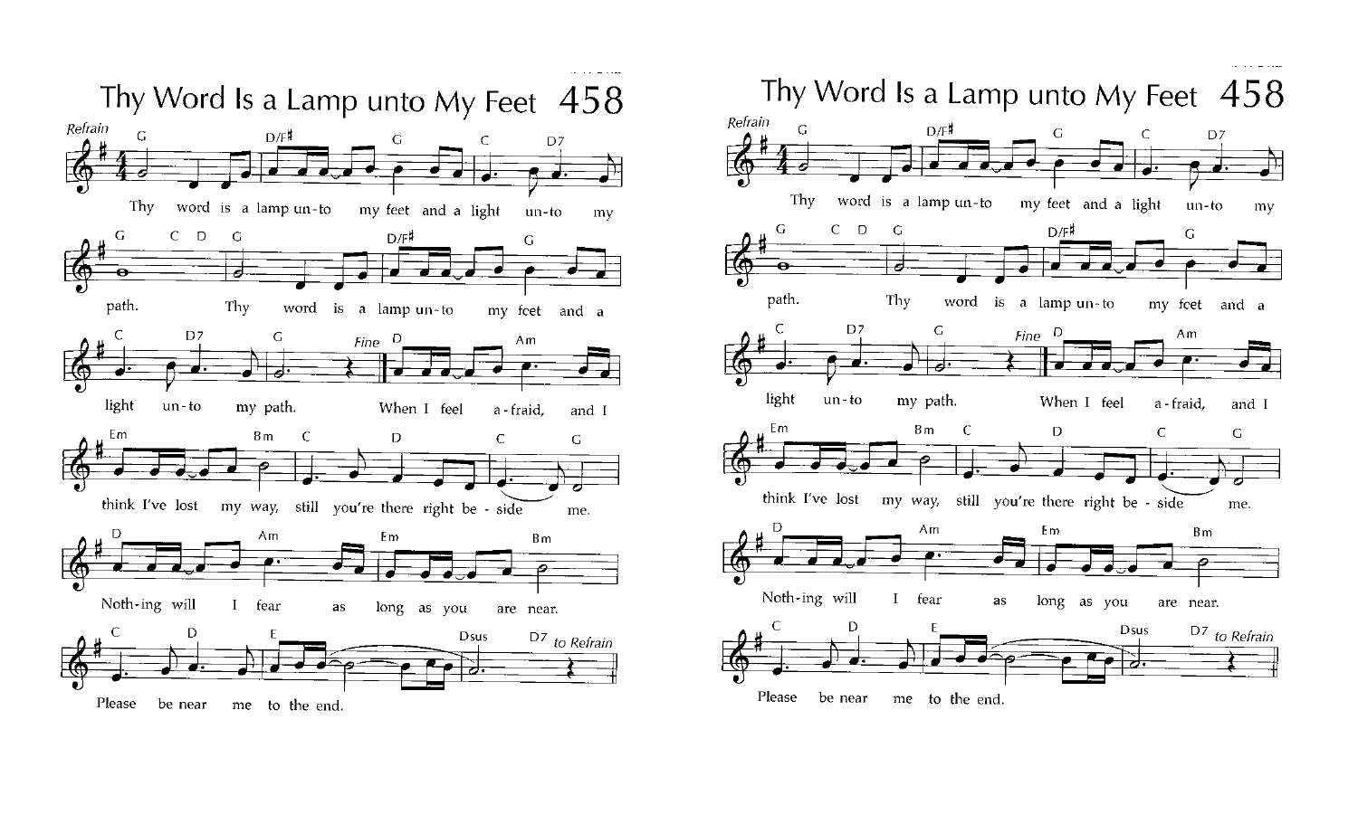# Thy Word Is a Lamp unto My Feet 458

*Refrain*

G D/F♯ G C D7

Thy word is a lamp un-to my feet and a light un-to my

G C D G D/F♯ G

path. Thy word is a lamp un-to my feet and a

C D7 G *Fine* D Am

light un-to my path. When I feel a-fraid, and I

Em Bm C D C G

think I've lost my way, still you're there right be-side me.

D Am Em Bm

Noth-ing will I fear as long as you are near.

C D E Dsus D7 *to Refrain*

Please be near me to the end.

# Thy Word Is a Lamp unto My Feet 458

*Refrain*

G D/F♯ G C D7

Thy word is a lamp un-to my feet and a light un-to my

G C D G D/F♯ G

path. Thy word is a lamp un-to my feet and a

C D7 G *Fine* D Am

light un-to my path. When I feel a-fraid, and I

Em Bm C D C G

think I've lost my way, still you're there right be-side me.

D Am Em Bm

Noth-ing will I fear as long as you are near.

C D E Dsus D7 *to Refrain*

Please be near me to the end.